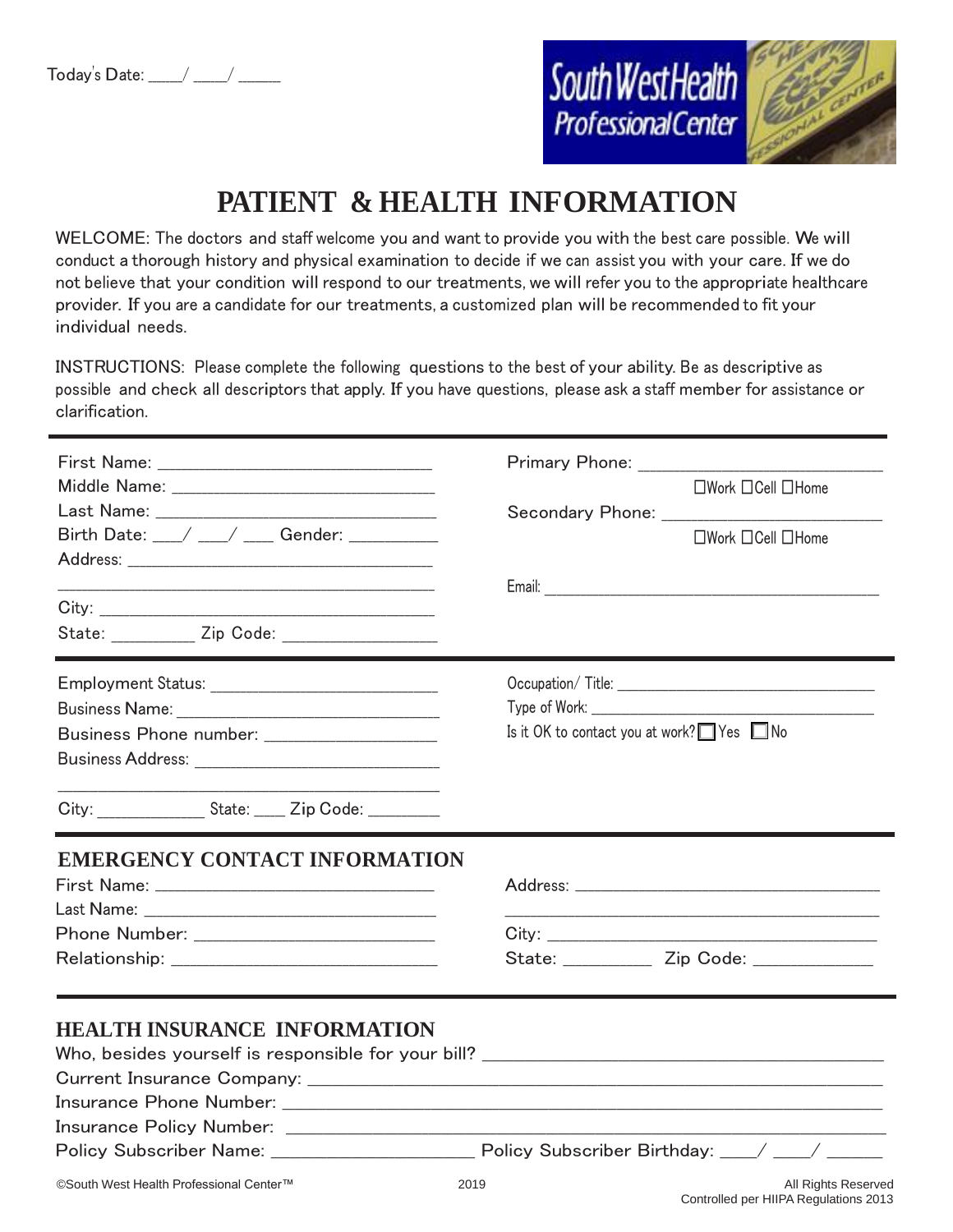Today's Date: ____/ ____/ _____

South West Health Professional Center

# PATIENT & HEALTH INFORMATION

WELCOME: The doctors and staff welcome you and want to provide you with the best care possible. We will conduct a thorough history and physical examination to decide if we can assist you with your care. If we do not believe that your condition will respond to our treatments, we will refer you to the appropriate healthcare provider. If you are a candidate for our treatments, a customized plan will be recommended to fit your individual needs.

INSTRUCTIONS: Please complete the following questions to the best of your ability. Be as descriptive as possible and check all descriptors that apply. If you have questions, please ask a staff member for assistance or clarification.

---

First Name: ______________________________
Middle Name: ______________________________
Last Name: ______________________________
Birth Date: ___/ ___/ ___ Gender: __________
Address: ____________________________________
____________________________________________
City: _______________________________________
State: _________ Zip Code: ________________

Primary Phone: __________________________
☐Work ☐Cell ☐Home
Secondary Phone: _________________________
☐Work ☐Cell ☐Home

Email: ______________________________________

---

Employment Status: __________________________
Business Name: ______________________________
Business Phone number: __________________
Business Address: ___________________________
____________________________________________
City: ____________ State: ____ Zip Code: ________

Occupation/ Title: ______________________________
Type of Work: _________________________________
Is it OK to contact you at work? ☐ Yes ☐ No

---

## EMERGENCY CONTACT INFORMATION

First Name: ________________________________
Last Name: _________________________________
Phone Number: ________________________
Relationship: ____________________________

Address: ___________________________________
____________________________________________
City: _______________________________________
State: _________ Zip Code: ____________

---

## HEALTH INSURANCE INFORMATION

Who, besides yourself is responsible for your bill? ________________________________________
Current Insurance Company: __________________________________________________________
Insurance Phone Number: _____________________________________________________________
Insurance Policy Number: _____________________________________________________________
Policy Subscriber Name: _____________________ Policy Subscriber Birthday: ____/ ____/ ______

©South West Health Professional Center™ 2019 All Rights Reserved
Controlled per HIIPA Regulations 2013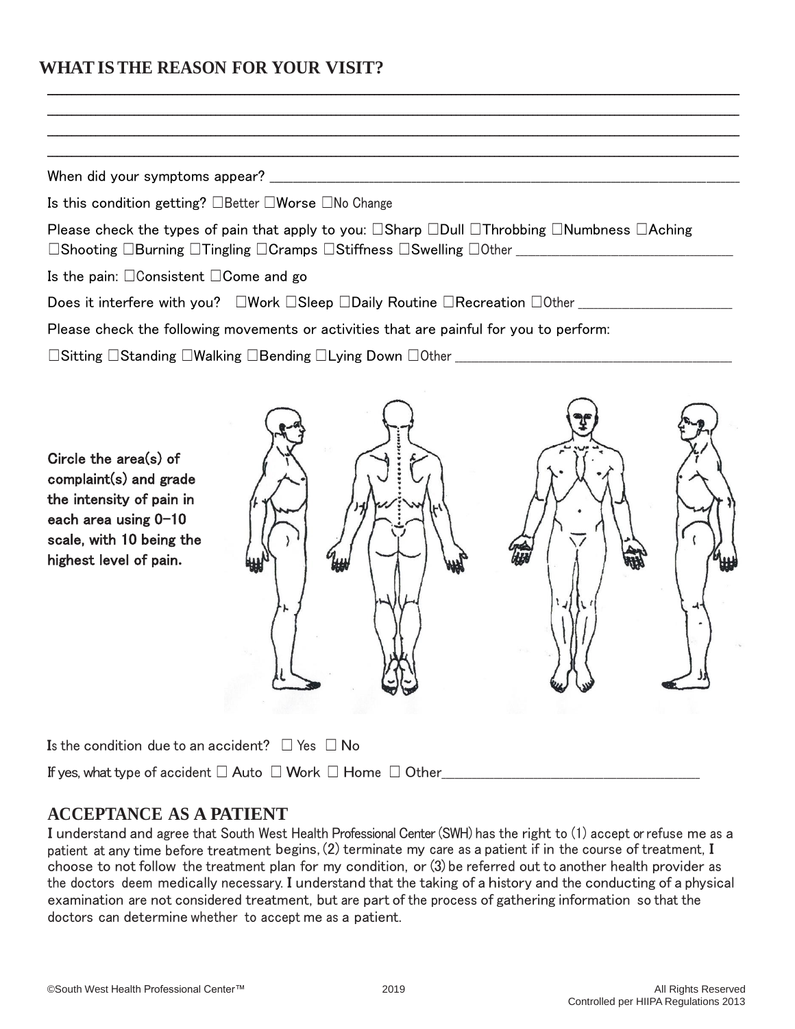## WHAT IS THE REASON FOR YOUR VISIT?

\_\_\_\_\_\_\_\_\_\_\_\_\_\_\_\_\_\_\_\_\_\_\_\_\_\_\_\_\_\_\_\_\_\_\_\_\_\_\_\_\_\_\_\_\_\_\_\_\_\_\_\_\_\_\_\_\_\_\_\_\_\_\_\_\_\_\_\_\_\_\_\_\_\_\_\_\_\_

\_\_\_\_\_\_\_\_\_\_\_\_\_\_\_\_\_\_\_\_\_\_\_\_\_\_\_\_\_\_\_\_\_\_\_\_\_\_\_\_\_\_\_\_\_\_\_\_\_\_\_\_\_\_\_\_\_\_\_\_\_\_\_\_\_\_\_\_\_\_\_\_\_\_\_\_\_\_

\_\_\_\_\_\_\_\_\_\_\_\_\_\_\_\_\_\_\_\_\_\_\_\_\_\_\_\_\_\_\_\_\_\_\_\_\_\_\_\_\_\_\_\_\_\_\_\_\_\_\_\_\_\_\_\_\_\_\_\_\_\_\_\_\_\_\_\_\_\_\_\_\_\_\_\_\_\_

\_\_\_\_\_\_\_\_\_\_\_\_\_\_\_\_\_\_\_\_\_\_\_\_\_\_\_\_\_\_\_\_\_\_\_\_\_\_\_\_\_\_\_\_\_\_\_\_\_\_\_\_\_\_\_\_\_\_\_\_\_\_\_\_\_\_\_\_\_\_\_\_\_\_\_\_\_\_

When did your symptoms appear? \_\_\_\_\_\_\_\_\_\_\_\_\_\_\_\_\_\_\_\_\_\_\_\_\_\_\_\_\_\_\_\_\_\_\_\_\_\_\_\_\_\_\_\_\_\_\_\_\_\_

Is this condition getting? ☐Better ☐Worse ☐No Change

Please check the types of pain that apply to you: ☐Sharp ☐Dull ☐Throbbing ☐Numbness ☐Aching ☐Shooting ☐Burning ☐Tingling ☐Cramps ☐Stiffness ☐Swelling ☐Other \_\_\_\_\_\_\_\_\_\_\_\_\_\_\_\_\_\_\_\_\_\_\_\_

Is the pain: ☐Consistent ☐Come and go

Does it interfere with you? ☐Work ☐Sleep ☐Daily Routine ☐Recreation ☐Other \_\_\_\_\_\_\_\_\_\_\_\_\_\_\_\_\_\_

Please check the following movements or activities that are painful for you to perform:

☐Sitting ☐Standing ☐Walking ☐Bending ☐Lying Down ☐Other \_\_\_\_\_\_\_\_\_\_\_\_\_\_\_\_\_\_\_\_\_\_\_\_\_\_\_\_\_\_\_

**Circle the area(s) of complaint(s) and grade the intensity of pain in each area using 0-10 scale, with 10 being the highest level of pain.**

Is the condition due to an accident? ☐ Yes ☐ No

If yes, what type of accident ☐ Auto ☐ Work ☐ Home ☐ Other\_\_\_\_\_\_\_\_\_\_\_\_\_\_\_\_\_\_\_\_\_\_\_\_\_\_\_\_\_\_

## ACCEPTANCE AS A PATIENT

I understand and agree that South West Health Professional Center (SWH) has the right to (1) accept or refuse me as a patient at any time before treatment begins, (2) terminate my care as a patient if in the course of treatment, I choose to not follow the treatment plan for my condition, or (3) be referred out to another health provider as the doctors deem medically necessary. I understand that the taking of a history and the conducting of a physical examination are not considered treatment, but are part of the process of gathering information so that the doctors can determine whether to accept me as a patient.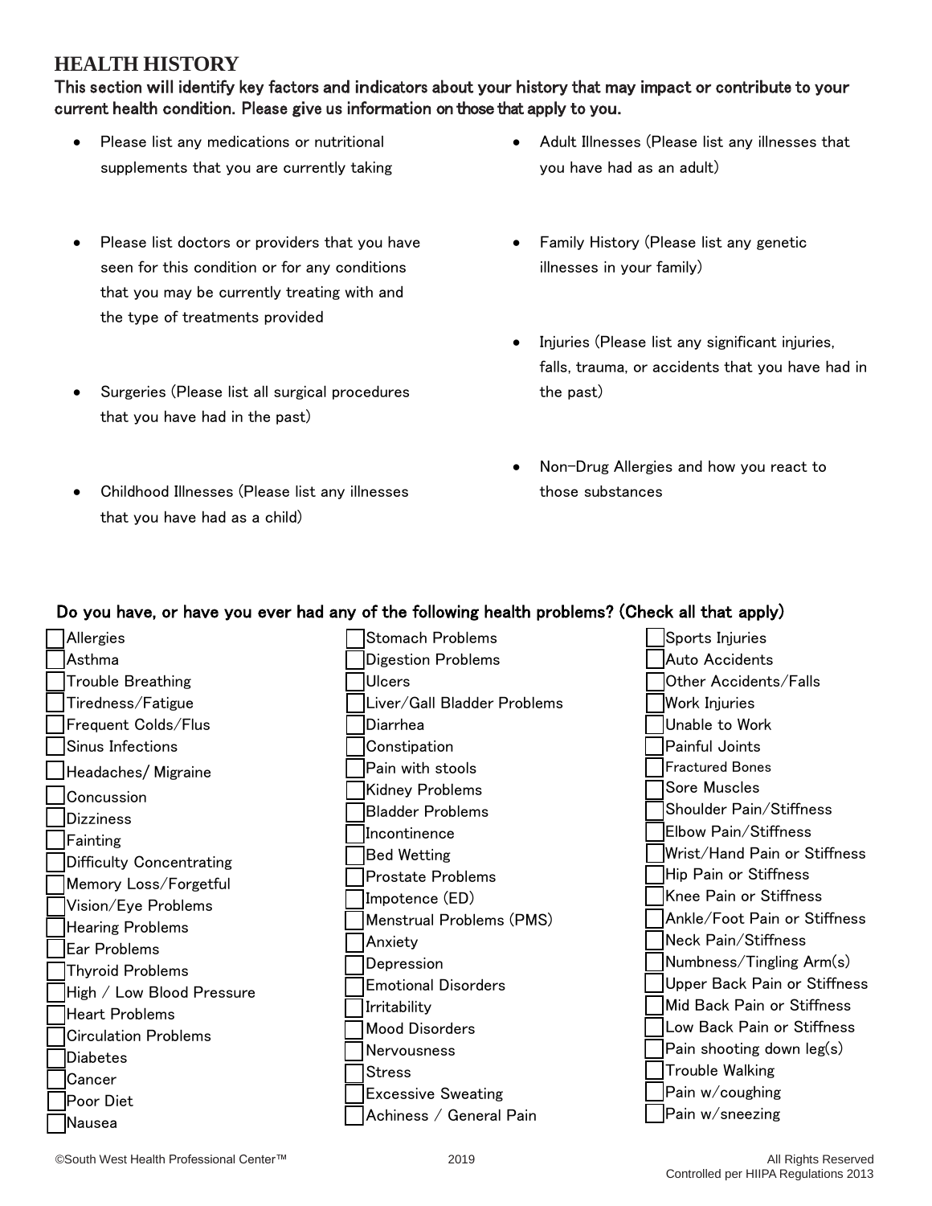# HEALTH HISTORY

**This section will identify key factors and indicators about your history that may impact or contribute to your current health condition. Please give us information on those that apply to you.**

- Please list any medications or nutritional supplements that you are currently taking
- Please list doctors or providers that you have seen for this condition or for any conditions that you may be currently treating with and the type of treatments provided
- Surgeries (Please list all surgical procedures that you have had in the past)
- Childhood Illnesses (Please list any illnesses that you have had as a child)
- Adult Illnesses (Please list any illnesses that you have had as an adult)
- Family History (Please list any genetic illnesses in your family)
- Injuries (Please list any significant injuries, falls, trauma, or accidents that you have had in the past)
- Non-Drug Allergies and how you react to those substances

**Do you have, or have you ever had any of the following health problems? (Check all that apply)**

- [ ] Allergies
- [ ] Asthma
- [ ] Trouble Breathing
- [ ] Tiredness/Fatigue
- [ ] Frequent Colds/Flus
- [ ] Sinus Infections
- [ ] Headaches/ Migraine
- [ ] Concussion
- [ ] Dizziness
- [ ] Fainting
- [ ] Difficulty Concentrating
- [ ] Memory Loss/Forgetful
- [ ] Vision/Eye Problems
- [ ] Hearing Problems
- [ ] Ear Problems
- [ ] Thyroid Problems
- [ ] High / Low Blood Pressure
- [ ] Heart Problems
- [ ] Circulation Problems
- [ ] Diabetes
- [ ] Cancer
- [ ] Poor Diet
- [ ] Nausea
- [ ] Stomach Problems
- [ ] Digestion Problems
- [ ] Ulcers
- [ ] Liver/Gall Bladder Problems
- [ ] Diarrhea
- [ ] Constipation
- [ ] Pain with stools
- [ ] Kidney Problems
- [ ] Bladder Problems
- [ ] Incontinence
- [ ] Bed Wetting
- [ ] Prostate Problems
- [ ] Impotence (ED)
- [ ] Menstrual Problems (PMS)
- [ ] Anxiety
- [ ] Depression
- [ ] Emotional Disorders
- [ ] Irritability
- [ ] Mood Disorders
- [ ] Nervousness
- [ ] Stress
- [ ] Excessive Sweating
- [ ] Achiness / General Pain
- [ ] Sports Injuries
- [ ] Auto Accidents
- [ ] Other Accidents/Falls
- [ ] Work Injuries
- [ ] Unable to Work
- [ ] Painful Joints
- [ ] Fractured Bones
- [ ] Sore Muscles
- [ ] Shoulder Pain/Stiffness
- [ ] Elbow Pain/Stiffness
- [ ] Wrist/Hand Pain or Stiffness
- [ ] Hip Pain or Stiffness
- [ ] Knee Pain or Stiffness
- [ ] Ankle/Foot Pain or Stiffness
- [ ] Neck Pain/Stiffness
- [ ] Numbness/Tingling Arm(s)
- [ ] Upper Back Pain or Stiffness
- [ ] Mid Back Pain or Stiffness
- [ ] Low Back Pain or Stiffness
- [ ] Pain shooting down leg(s)
- [ ] Trouble Walking
- [ ] Pain w/coughing
- [ ] Pain w/sneezing

©South West Health Professional Center™ 2019 All Rights Reserved
Controlled per HIIPA Regulations 2013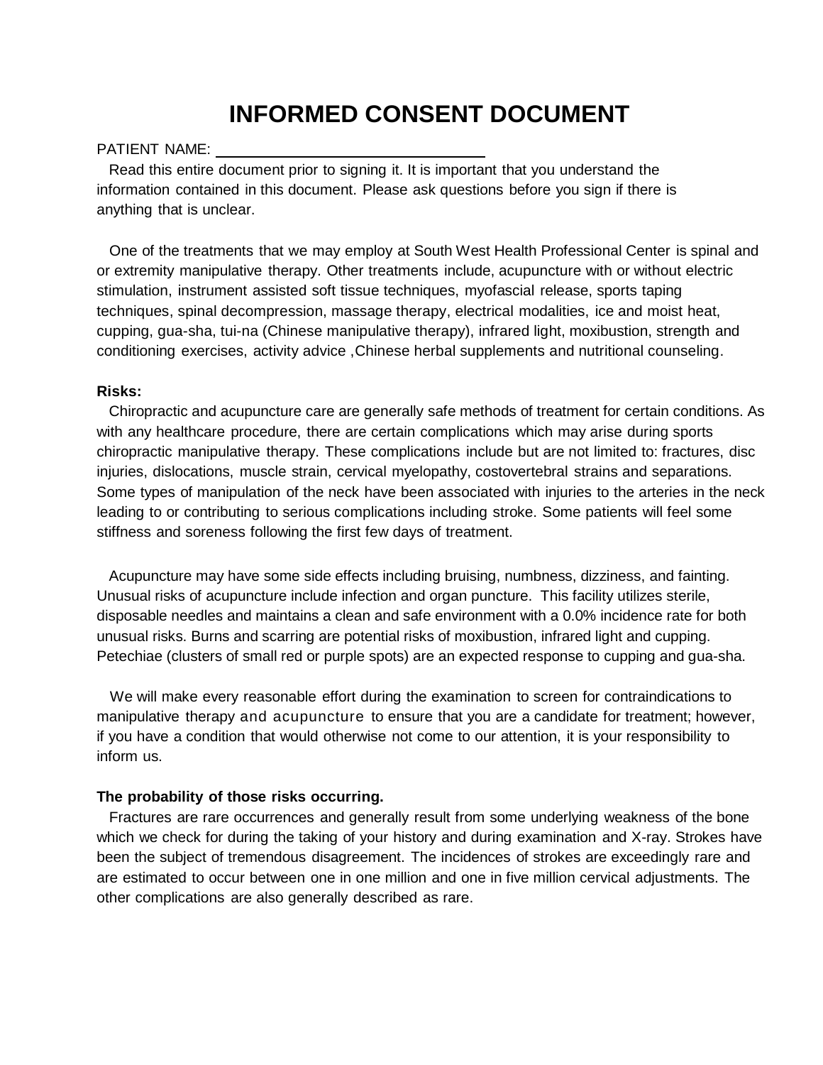# INFORMED CONSENT DOCUMENT

PATIENT NAME: ______________________________

Read this entire document prior to signing it. It is important that you understand the information contained in this document. Please ask questions before you sign if there is anything that is unclear.

One of the treatments that we may employ at South West Health Professional Center is spinal and or extremity manipulative therapy. Other treatments include, acupuncture with or without electric stimulation, instrument assisted soft tissue techniques, myofascial release, sports taping techniques, spinal decompression, massage therapy, electrical modalities, ice and moist heat, cupping, gua-sha, tui-na (Chinese manipulative therapy), infrared light, moxibustion, strength and conditioning exercises, activity advice ,Chinese herbal supplements and nutritional counseling.

**Risks:**

Chiropractic and acupuncture care are generally safe methods of treatment for certain conditions. As with any healthcare procedure, there are certain complications which may arise during sports chiropractic manipulative therapy. These complications include but are not limited to: fractures, disc injuries, dislocations, muscle strain, cervical myelopathy, costovertebral strains and separations. Some types of manipulation of the neck have been associated with injuries to the arteries in the neck leading to or contributing to serious complications including stroke. Some patients will feel some stiffness and soreness following the first few days of treatment.

Acupuncture may have some side effects including bruising, numbness, dizziness, and fainting. Unusual risks of acupuncture include infection and organ puncture. This facility utilizes sterile, disposable needles and maintains a clean and safe environment with a 0.0% incidence rate for both unusual risks. Burns and scarring are potential risks of moxibustion, infrared light and cupping. Petechiae (clusters of small red or purple spots) are an expected response to cupping and gua-sha.

We will make every reasonable effort during the examination to screen for contraindications to manipulative therapy and acupuncture to ensure that you are a candidate for treatment; however, if you have a condition that would otherwise not come to our attention, it is your responsibility to inform us.

**The probability of those risks occurring.**

Fractures are rare occurrences and generally result from some underlying weakness of the bone which we check for during the taking of your history and during examination and X-ray. Strokes have been the subject of tremendous disagreement. The incidences of strokes are exceedingly rare and are estimated to occur between one in one million and one in five million cervical adjustments. The other complications are also generally described as rare.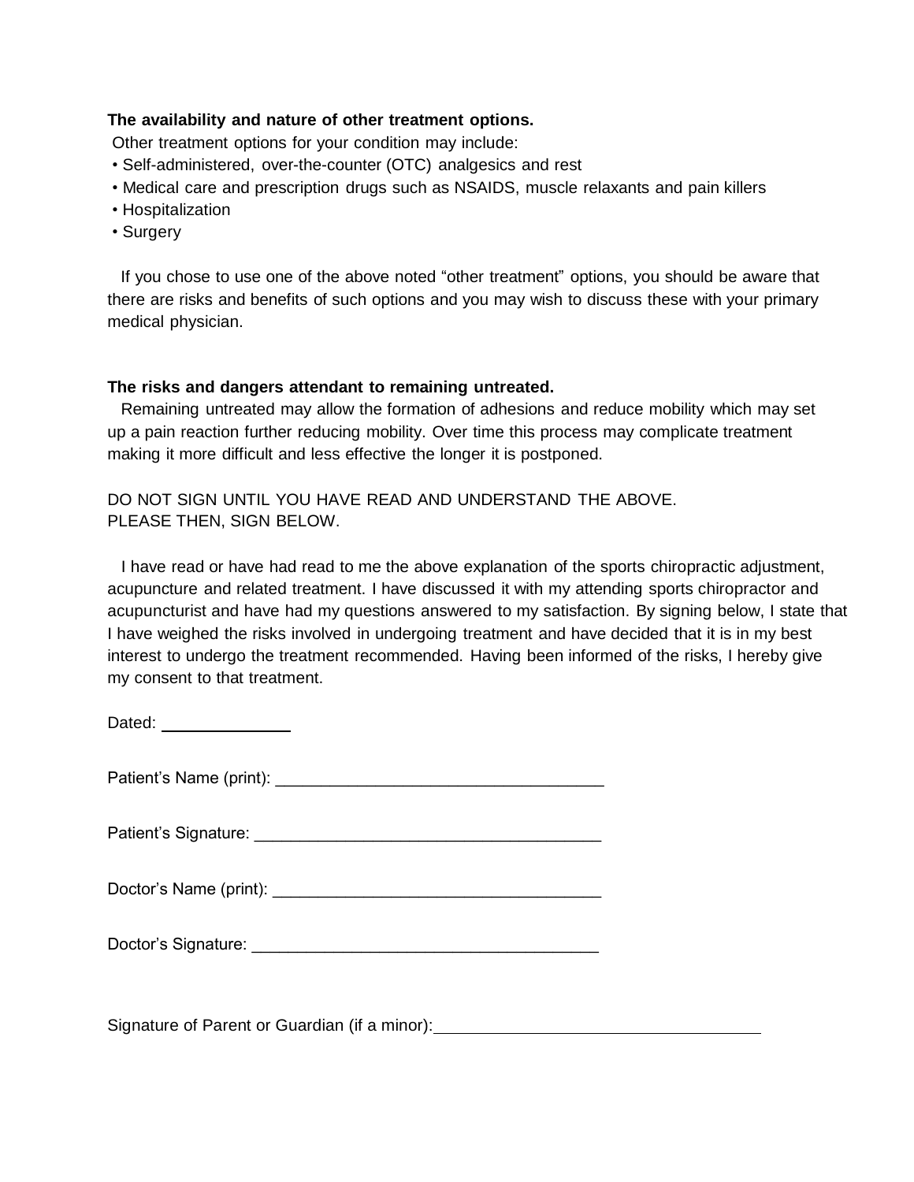**The availability and nature of other treatment options.**

Other treatment options for your condition may include:

- Self-administered, over-the-counter (OTC) analgesics and rest
- Medical care and prescription drugs such as NSAIDS, muscle relaxants and pain killers
- Hospitalization
- Surgery

If you chose to use one of the above noted "other treatment" options, you should be aware that there are risks and benefits of such options and you may wish to discuss these with your primary medical physician.

**The risks and dangers attendant to remaining untreated.**

Remaining untreated may allow the formation of adhesions and reduce mobility which may set up a pain reaction further reducing mobility. Over time this process may complicate treatment making it more difficult and less effective the longer it is postponed.

DO NOT SIGN UNTIL YOU HAVE READ AND UNDERSTAND THE ABOVE.
PLEASE THEN, SIGN BELOW.

I have read or have had read to me the above explanation of the sports chiropractic adjustment, acupuncture and related treatment. I have discussed it with my attending sports chiropractor and acupuncturist and have had my questions answered to my satisfaction. By signing below, I state that I have weighed the risks involved in undergoing treatment and have decided that it is in my best interest to undergo the treatment recommended. Having been informed of the risks, I hereby give my consent to that treatment.

Dated: ______________

Patient's Name (print): ____________________________________

Patient's Signature: ______________________________________

Doctor's Name (print): ____________________________________

Doctor's Signature: ______________________________________

Signature of Parent or Guardian (if a minor): ____________________________________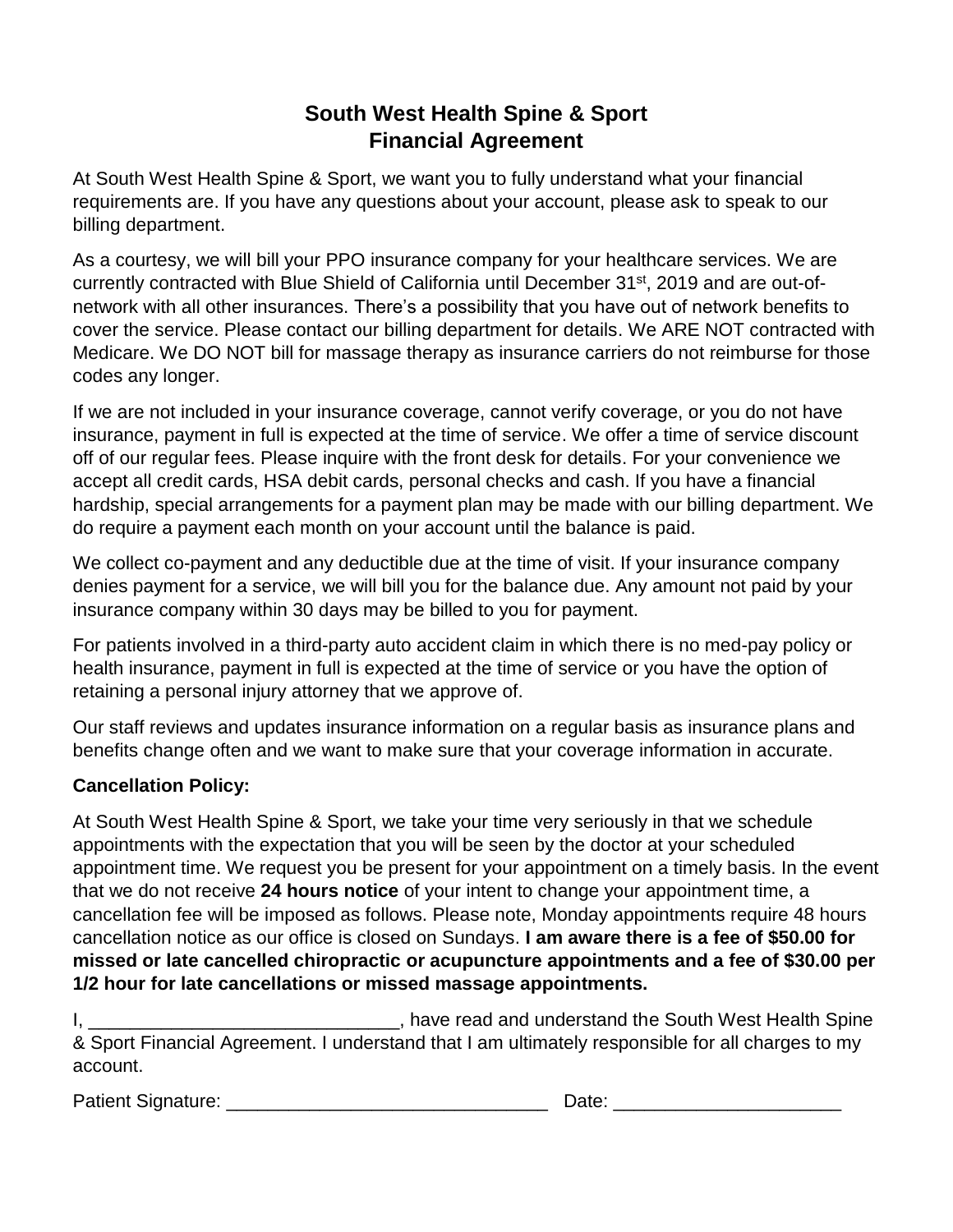# South West Health Spine & Sport
# Financial Agreement

At South West Health Spine & Sport, we want you to fully understand what your financial requirements are. If you have any questions about your account, please ask to speak to our billing department.

As a courtesy, we will bill your PPO insurance company for your healthcare services. We are currently contracted with Blue Shield of California until December 31st, 2019 and are out-of-network with all other insurances. There's a possibility that you have out of network benefits to cover the service. Please contact our billing department for details. We ARE NOT contracted with Medicare. We DO NOT bill for massage therapy as insurance carriers do not reimburse for those codes any longer.

If we are not included in your insurance coverage, cannot verify coverage, or you do not have insurance, payment in full is expected at the time of service. We offer a time of service discount off of our regular fees. Please inquire with the front desk for details. For your convenience we accept all credit cards, HSA debit cards, personal checks and cash. If you have a financial hardship, special arrangements for a payment plan may be made with our billing department. We do require a payment each month on your account until the balance is paid.

We collect co-payment and any deductible due at the time of visit. If your insurance company denies payment for a service, we will bill you for the balance due. Any amount not paid by your insurance company within 30 days may be billed to you for payment.

For patients involved in a third-party auto accident claim in which there is no med-pay policy or health insurance, payment in full is expected at the time of service or you have the option of retaining a personal injury attorney that we approve of.

Our staff reviews and updates insurance information on a regular basis as insurance plans and benefits change often and we want to make sure that your coverage information in accurate.

**Cancellation Policy:**

At South West Health Spine & Sport, we take your time very seriously in that we schedule appointments with the expectation that you will be seen by the doctor at your scheduled appointment time. We request you be present for your appointment on a timely basis. In the event that we do not receive **24 hours notice** of your intent to change your appointment time, a cancellation fee will be imposed as follows. Please note, Monday appointments require 48 hours cancellation notice as our office is closed on Sundays. **I am aware there is a fee of $50.00 for missed or late cancelled chiropractic or acupuncture appointments and a fee of $30.00 per 1/2 hour for late cancellations or missed massage appointments.**

I, ______________________________, have read and understand the South West Health Spine & Sport Financial Agreement. I understand that I am ultimately responsible for all charges to my account.

Patient Signature: _______________________________ Date: ______________________